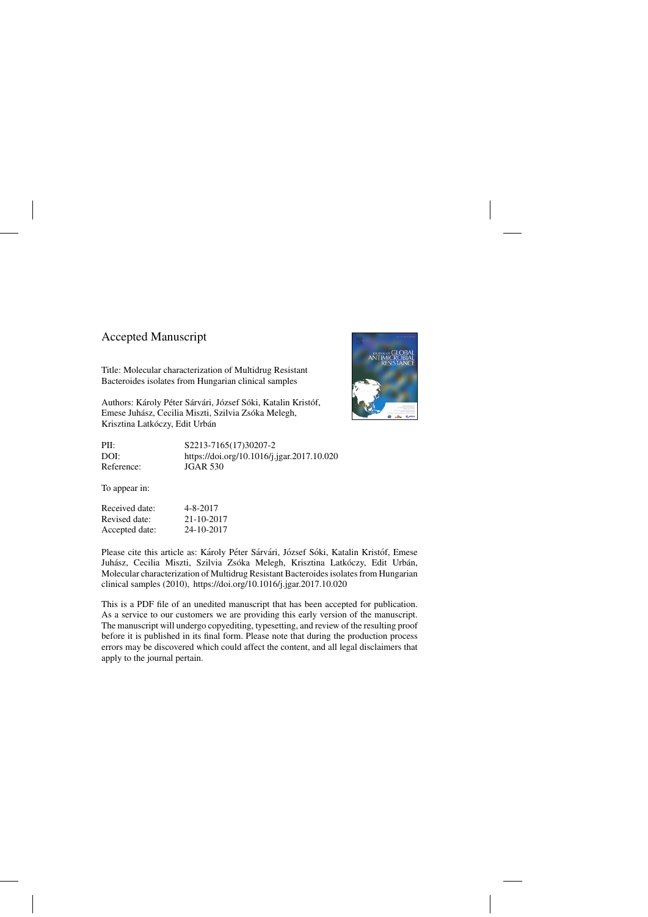Accepted Manuscript

Title: Molecular characterization of Multidrug Resistant Bacteroides isolates from Hungarian clinical samples

Authors: Károly Péter Sárvári, József Sóki, Katalin Kristóf, Emese Juhász, Cecilia Miszti, Szilvia Zsóka Melegh, Krisztina Latkóczy, Edit Urbán

| | |
|---|---|
| PII: | S2213-7165(17)30207-2 |
| DOI: | https://doi.org/10.1016/j.jgar.2017.10.020 |
| Reference: | JGAR 530 |

To appear in:

| | |
|---|---|
| Received date: | 4-8-2017 |
| Revised date: | 21-10-2017 |
| Accepted date: | 24-10-2017 |

Please cite this article as: Károly Péter Sárvári, József Sóki, Katalin Kristóf, Emese Juhász, Cecilia Miszti, Szilvia Zsóka Melegh, Krisztina Latkóczy, Edit Urbán, Molecular characterization of Multidrug Resistant Bacteroides isolates from Hungarian clinical samples (2010), https://doi.org/10.1016/j.jgar.2017.10.020

This is a PDF file of an unedited manuscript that has been accepted for publication. As a service to our customers we are providing this early version of the manuscript. The manuscript will undergo copyediting, typesetting, and review of the resulting proof before it is published in its final form. Please note that during the production process errors may be discovered which could affect the content, and all legal disclaimers that apply to the journal pertain.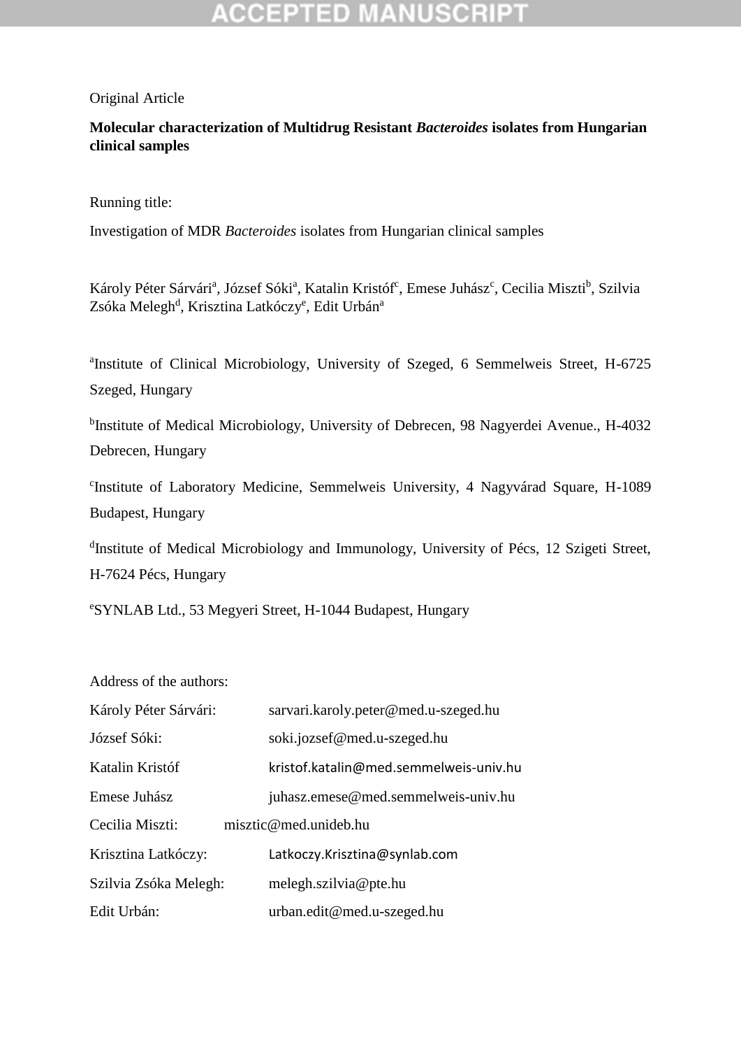Original Article

**Molecular characterization of Multidrug Resistant *Bacteroides* isolates from Hungarian clinical samples**

Running title:

Investigation of MDR *Bacteroides* isolates from Hungarian clinical samples

Károly Péter Sárvári[a], József Sóki[a], Katalin Kristóf[c], Emese Juhász[c], Cecilia Miszti[b], Szilvia Zsóka Melegh[d], Krisztina Latkóczy[e], Edit Urbán[a]

[a]Institute of Clinical Microbiology, University of Szeged, 6 Semmelweis Street, H-6725 Szeged, Hungary

[b]Institute of Medical Microbiology, University of Debrecen, 98 Nagyerdei Avenue., H-4032 Debrecen, Hungary

[c]Institute of Laboratory Medicine, Semmelweis University, 4 Nagyvárad Square, H-1089 Budapest, Hungary

[d]Institute of Medical Microbiology and Immunology, University of Pécs, 12 Szigeti Street, H-7624 Pécs, Hungary

[e]SYNLAB Ltd., 53 Megyeri Street, H-1044 Budapest, Hungary

Address of the authors:

Károly Péter Sárvári: sarvari.karoly.peter@med.u-szeged.hu

József Sóki: soki.jozsef@med.u-szeged.hu

Katalin Kristóf kristof.katalin@med.semmelweis-univ.hu

Emese Juhász juhasz.emese@med.semmelweis-univ.hu

Cecilia Miszti: misztic@med.unideb.hu

Krisztina Latkóczy: Latkoczy.Krisztina@synlab.com

Szilvia Zsóka Melegh: melegh.szilvia@pte.hu

Edit Urbán: urban.edit@med.u-szeged.hu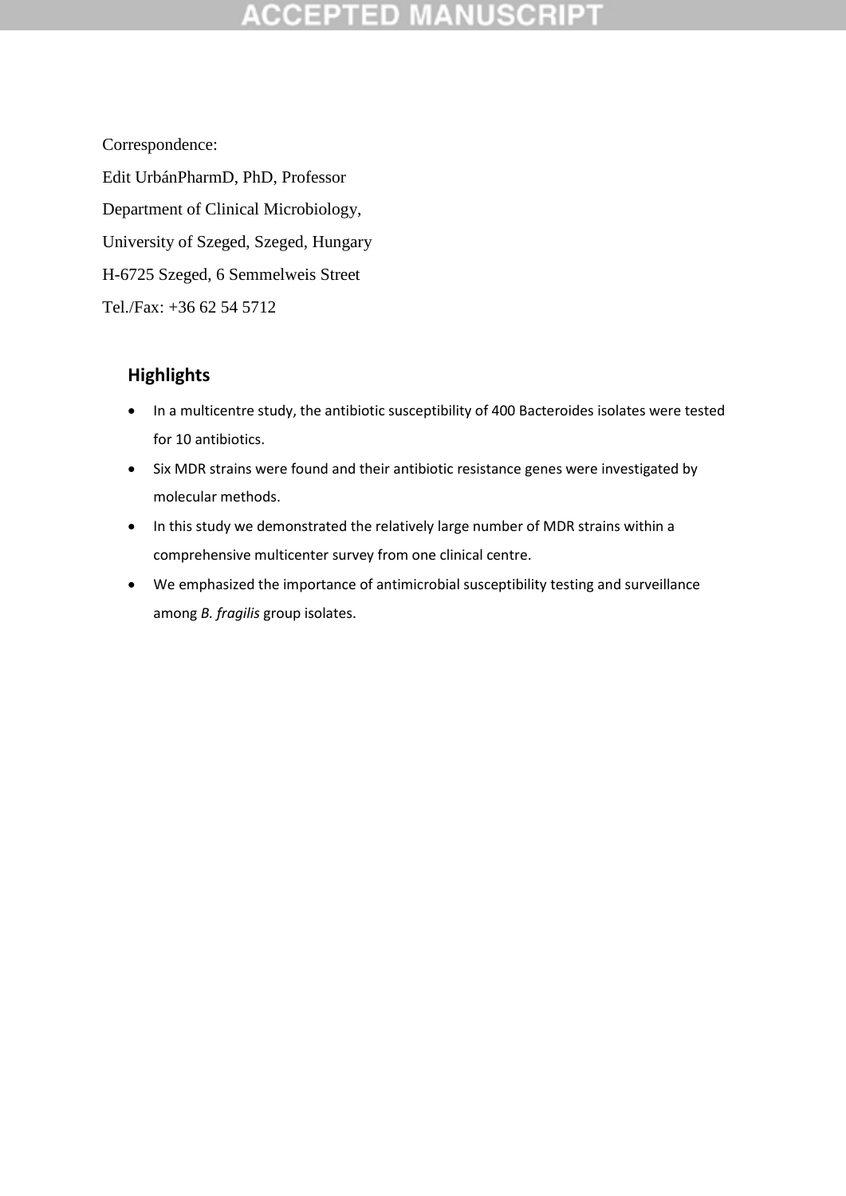Correspondence:

Edit UrbánPharmD, PhD, Professor

Department of Clinical Microbiology,

University of Szeged, Szeged, Hungary

H-6725 Szeged, 6 Semmelweis Street

Tel./Fax: +36 62 54 5712

## Highlights

- In a multicentre study, the antibiotic susceptibility of 400 Bacteroides isolates were tested for 10 antibiotics.
- Six MDR strains were found and their antibiotic resistance genes were investigated by molecular methods.
- In this study we demonstrated the relatively large number of MDR strains within a comprehensive multicenter survey from one clinical centre.
- We emphasized the importance of antimicrobial susceptibility testing and surveillance among *B. fragilis* group isolates.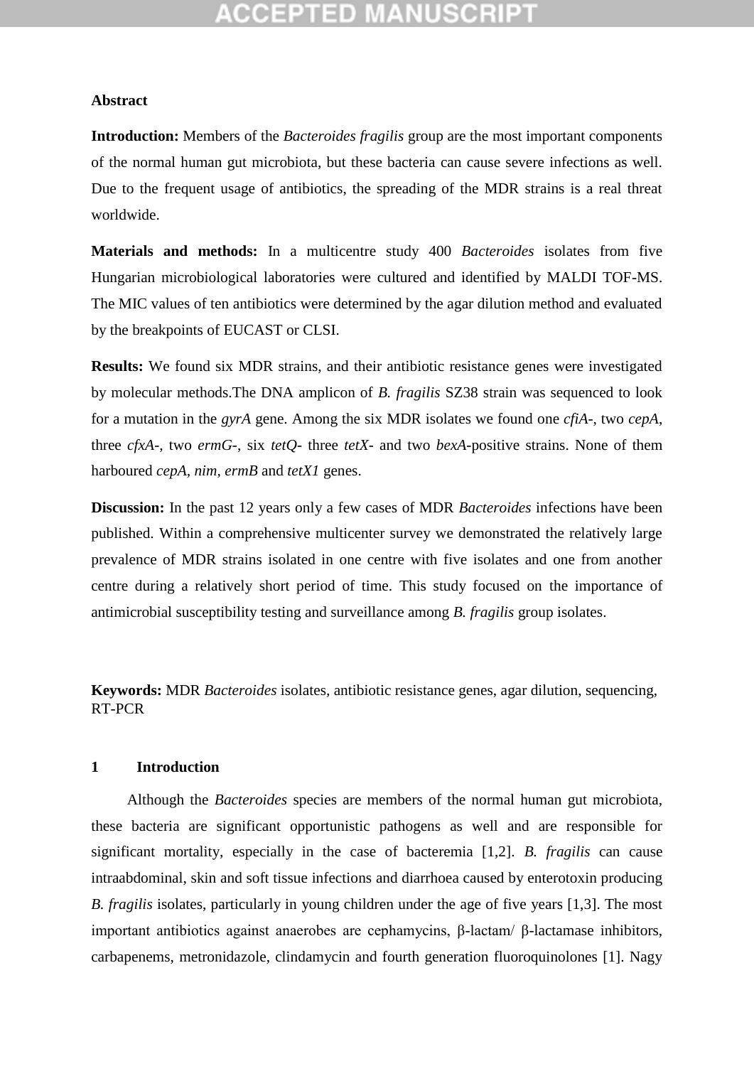**Abstract**

**Introduction:** Members of the *Bacteroides fragilis* group are the most important components of the normal human gut microbiota, but these bacteria can cause severe infections as well. Due to the frequent usage of antibiotics, the spreading of the MDR strains is a real threat worldwide.

**Materials and methods:** In a multicentre study 400 *Bacteroides* isolates from five Hungarian microbiological laboratories were cultured and identified by MALDI TOF-MS. The MIC values of ten antibiotics were determined by the agar dilution method and evaluated by the breakpoints of EUCAST or CLSI.

**Results:** We found six MDR strains, and their antibiotic resistance genes were investigated by molecular methods.The DNA amplicon of *B. fragilis* SZ38 strain was sequenced to look for a mutation in the *gyrA* gene. Among the six MDR isolates we found one *cfiA*-, two *cepA*, three *cfxA*-, two *ermG*-, six *tetQ*- three *tetX*- and two *bexA*-positive strains. None of them harboured *cepA, nim, ermB* and *tetX1* genes.

**Discussion:** In the past 12 years only a few cases of MDR *Bacteroides* infections have been published. Within a comprehensive multicenter survey we demonstrated the relatively large prevalence of MDR strains isolated in one centre with five isolates and one from another centre during a relatively short period of time. This study focused on the importance of antimicrobial susceptibility testing and surveillance among *B. fragilis* group isolates.

**Keywords:** MDR *Bacteroides* isolates, antibiotic resistance genes, agar dilution, sequencing, RT-PCR

## 1 Introduction

Although the *Bacteroides* species are members of the normal human gut microbiota, these bacteria are significant opportunistic pathogens as well and are responsible for significant mortality, especially in the case of bacteremia [1,2]. *B. fragilis* can cause intraabdominal, skin and soft tissue infections and diarrhoea caused by enterotoxin producing *B. fragilis* isolates, particularly in young children under the age of five years [1,3]. The most important antibiotics against anaerobes are cephamycins, β-lactam/ β-lactamase inhibitors, carbapenems, metronidazole, clindamycin and fourth generation fluoroquinolones [1]. Nagy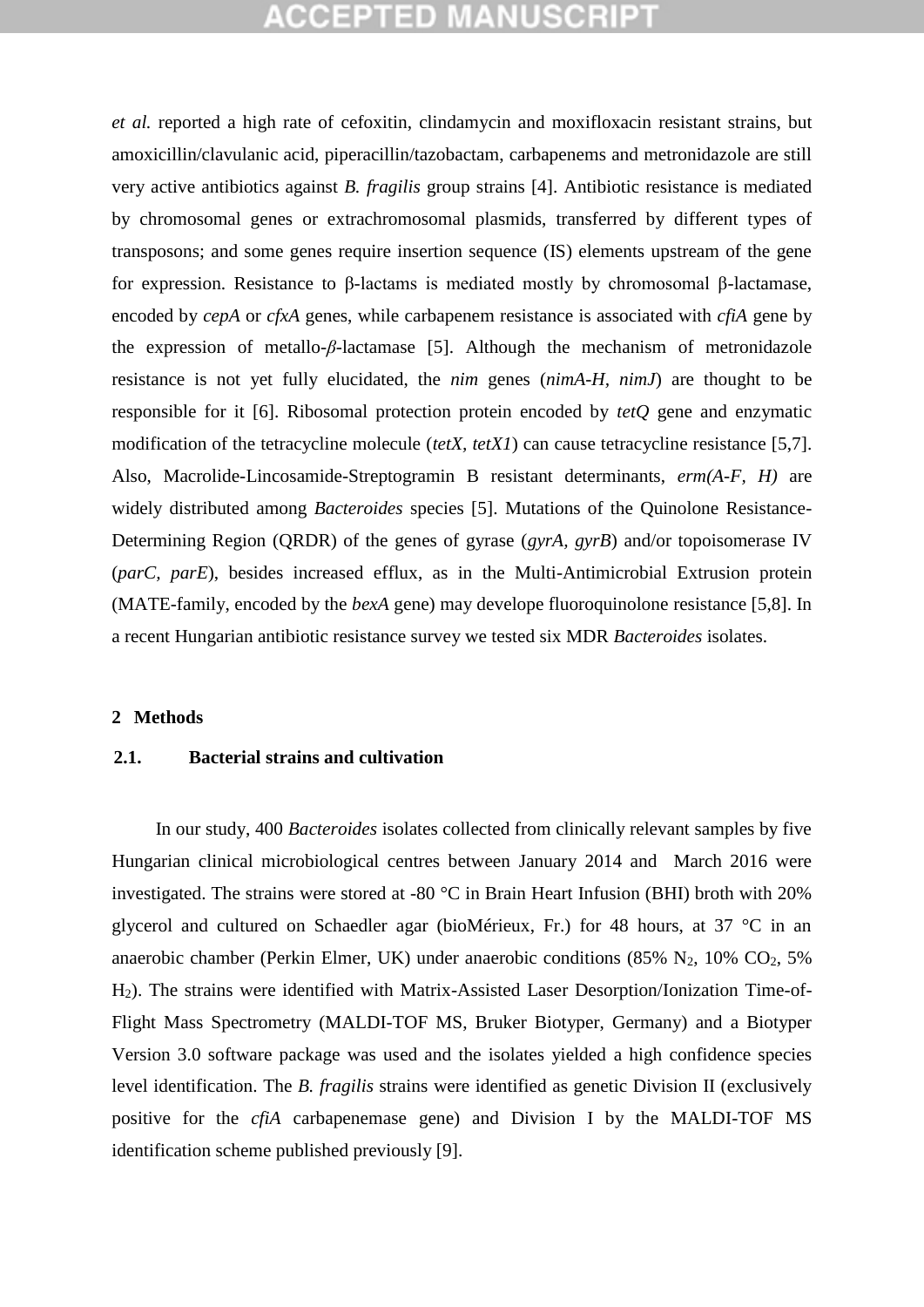*et al.* reported a high rate of cefoxitin, clindamycin and moxifloxacin resistant strains, but amoxicillin/clavulanic acid, piperacillin/tazobactam, carbapenems and metronidazole are still very active antibiotics against *B. fragilis* group strains [4]. Antibiotic resistance is mediated by chromosomal genes or extrachromosomal plasmids, transferred by different types of transposons; and some genes require insertion sequence (IS) elements upstream of the gene for expression. Resistance to β-lactams is mediated mostly by chromosomal β-lactamase, encoded by *cepA* or *cfxA* genes, while carbapenem resistance is associated with *cfiA* gene by the expression of metallo-*β*-lactamase [5]. Although the mechanism of metronidazole resistance is not yet fully elucidated, the *nim* genes (*nimA-H, nimJ*) are thought to be responsible for it [6]. Ribosomal protection protein encoded by *tetQ* gene and enzymatic modification of the tetracycline molecule (*tetX, tetX1*) can cause tetracycline resistance [5,7]. Also, Macrolide-Lincosamide-Streptogramin B resistant determinants, *erm(A-F, H)* are widely distributed among *Bacteroides* species [5]. Mutations of the Quinolone Resistance-Determining Region (QRDR) of the genes of gyrase (*gyrA, gyrB*) and/or topoisomerase IV (*parC, parE*), besides increased efflux, as in the Multi-Antimicrobial Extrusion protein (MATE-family, encoded by the *bexA* gene) may develope fluoroquinolone resistance [5,8]. In a recent Hungarian antibiotic resistance survey we tested six MDR *Bacteroides* isolates.

## 2 Methods

### 2.1. Bacterial strains and cultivation

In our study, 400 *Bacteroides* isolates collected from clinically relevant samples by five Hungarian clinical microbiological centres between January 2014 and March 2016 were investigated. The strains were stored at -80 °C in Brain Heart Infusion (BHI) broth with 20% glycerol and cultured on Schaedler agar (bioMérieux, Fr.) for 48 hours, at 37 °C in an anaerobic chamber (Perkin Elmer, UK) under anaerobic conditions (85% $N_2$, 10% $CO_2$, 5% $H_2$). The strains were identified with Matrix-Assisted Laser Desorption/Ionization Time-of-Flight Mass Spectrometry (MALDI-TOF MS, Bruker Biotyper, Germany) and a Biotyper Version 3.0 software package was used and the isolates yielded a high confidence species level identification. The *B. fragilis* strains were identified as genetic Division II (exclusively positive for the *cfiA* carbapenemase gene) and Division I by the MALDI-TOF MS identification scheme published previously [9].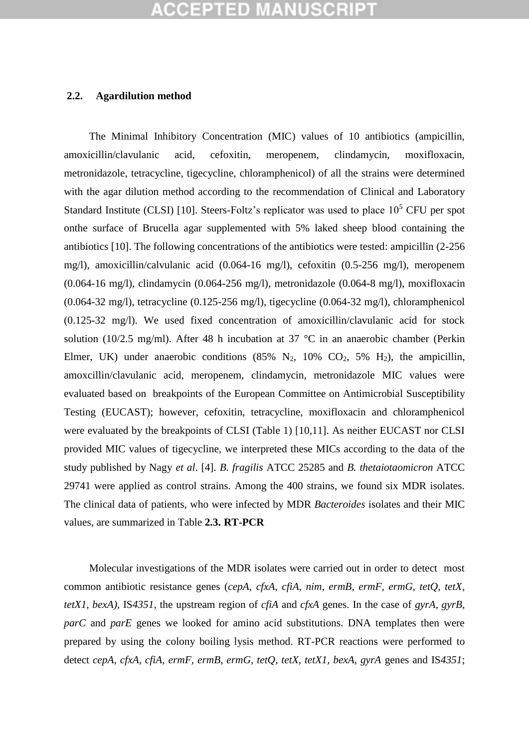## 2.2. Agardilution method

The Minimal Inhibitory Concentration (MIC) values of 10 antibiotics (ampicillin, amoxicillin/clavulanic acid, cefoxitin, meropenem, clindamycin, moxifloxacin, metronidazole, tetracycline, tigecycline, chloramphenicol) of all the strains were determined with the agar dilution method according to the recommendation of Clinical and Laboratory Standard Institute (CLSI) [10]. Steers-Foltz's replicator was used to place $10^5$ CFU per spot onthe surface of Brucella agar supplemented with 5% laked sheep blood containing the antibiotics [10]. The following concentrations of the antibiotics were tested: ampicillin (2-256 mg/l), amoxicillin/calvulanic acid (0.064-16 mg/l), cefoxitin (0.5-256 mg/l), meropenem (0.064-16 mg/l), clindamycin (0.064-256 mg/l), metronidazole (0.064-8 mg/l), moxifloxacin (0.064-32 mg/l), tetracycline (0.125-256 mg/l), tigecycline (0.064-32 mg/l), chloramphenicol (0.125-32 mg/l). We used fixed concentration of amoxicillin/clavulanic acid for stock solution (10/2.5 mg/ml). After 48 h incubation at 37 °C in an anaerobic chamber (Perkin Elmer, UK) under anaerobic conditions (85% $N_2$, 10% $CO_2$, 5% $H_2$), the ampicillin, amoxcillin/clavulanic acid, meropenem, clindamycin, metronidazole MIC values were evaluated based on breakpoints of the European Committee on Antimicrobial Susceptibility Testing (EUCAST); however, cefoxitin, tetracycline, moxifloxacin and chloramphenicol were evaluated by the breakpoints of CLSI (Table 1) [10,11]. As neither EUCAST nor CLSI provided MIC values of tigecycline, we interpreted these MICs according to the data of the study published by Nagy *et al*. [4]. *B. fragilis* ATCC 25285 and *B. thetaiotaomicron* ATCC 29741 were applied as control strains. Among the 400 strains, we found six MDR isolates. The clinical data of patients, who were infected by MDR *Bacteroides* isolates and their MIC values, are summarized in Table **2.3. RT-PCR**

Molecular investigations of the MDR isolates were carried out in order to detect most common antibiotic resistance genes (*cepA, cfxA, cfiA, nim, ermB, ermF, ermG, tetQ, tetX, tetX1, bexA),* IS*4351*, the upstream region of *cfiA* and *cfxA* genes. In the case of *gyrA, gyrB, parC* and *parE* genes we looked for amino acid substitutions. DNA templates then were prepared by using the colony boiling lysis method. RT-PCR reactions were performed to detect *cepA, cfxA, cfiA, ermF, ermB, ermG, tetQ, tetX, tetX1, bexA, gyrA* genes and IS*4351*;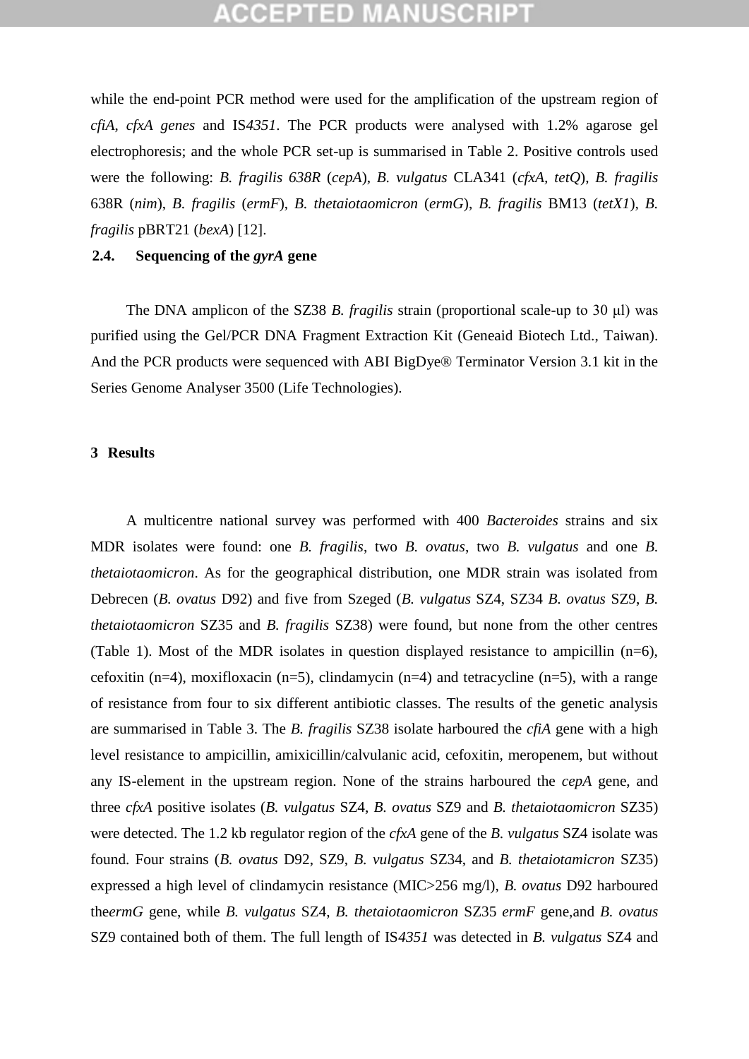while the end-point PCR method were used for the amplification of the upstream region of *cfiA*, *cfxA genes* and IS*4351*. The PCR products were analysed with 1.2% agarose gel electrophoresis; and the whole PCR set-up is summarised in Table 2. Positive controls used were the following: *B. fragilis 638R* (*cepA*), *B. vulgatus* CLA341 (*cfxA*, *tetQ*), *B. fragilis* 638R (*nim*), *B. fragilis* (*ermF*), *B. thetaiotaomicron* (*ermG*), *B. fragilis* BM13 (*tetX1*), *B. fragilis* pBRT21 (*bexA*) [12].

### 2.4. Sequencing of the *gyrA* gene

The DNA amplicon of the SZ38 *B. fragilis* strain (proportional scale-up to 30 μl) was purified using the Gel/PCR DNA Fragment Extraction Kit (Geneaid Biotech Ltd., Taiwan). And the PCR products were sequenced with ABI BigDye® Terminator Version 3.1 kit in the Series Genome Analyser 3500 (Life Technologies).

## 3 Results

A multicentre national survey was performed with 400 *Bacteroides* strains and six MDR isolates were found: one *B. fragilis*, two *B. ovatus*, two *B. vulgatus* and one *B. thetaiotaomicron*. As for the geographical distribution, one MDR strain was isolated from Debrecen (*B. ovatus* D92) and five from Szeged (*B. vulgatus* SZ4, SZ34 *B. ovatus* SZ9, *B. thetaiotaomicron* SZ35 and *B. fragilis* SZ38) were found, but none from the other centres (Table 1). Most of the MDR isolates in question displayed resistance to ampicillin (n=6), cefoxitin (n=4), moxifloxacin (n=5), clindamycin (n=4) and tetracycline (n=5), with a range of resistance from four to six different antibiotic classes. The results of the genetic analysis are summarised in Table 3. The *B. fragilis* SZ38 isolate harboured the *cfiA* gene with a high level resistance to ampicillin, amixicillin/calvulanic acid, cefoxitin, meropenem, but without any IS-element in the upstream region. None of the strains harboured the *cepA* gene, and three *cfxA* positive isolates (*B. vulgatus* SZ4, *B. ovatus* SZ9 and *B. thetaiotaomicron* SZ35) were detected. The 1.2 kb regulator region of the *cfxA* gene of the *B. vulgatus* SZ4 isolate was found. Four strains (*B. ovatus* D92, SZ9, *B. vulgatus* SZ34, and *B. thetaiotamicron* SZ35) expressed a high level of clindamycin resistance (MIC>256 mg/l), *B. ovatus* D92 harboured the*ermG* gene, while *B. vulgatus* SZ4, *B. thetaiotaomicron* SZ35 *ermF* gene,and *B. ovatus* SZ9 contained both of them. The full length of IS*4351* was detected in *B. vulgatus* SZ4 and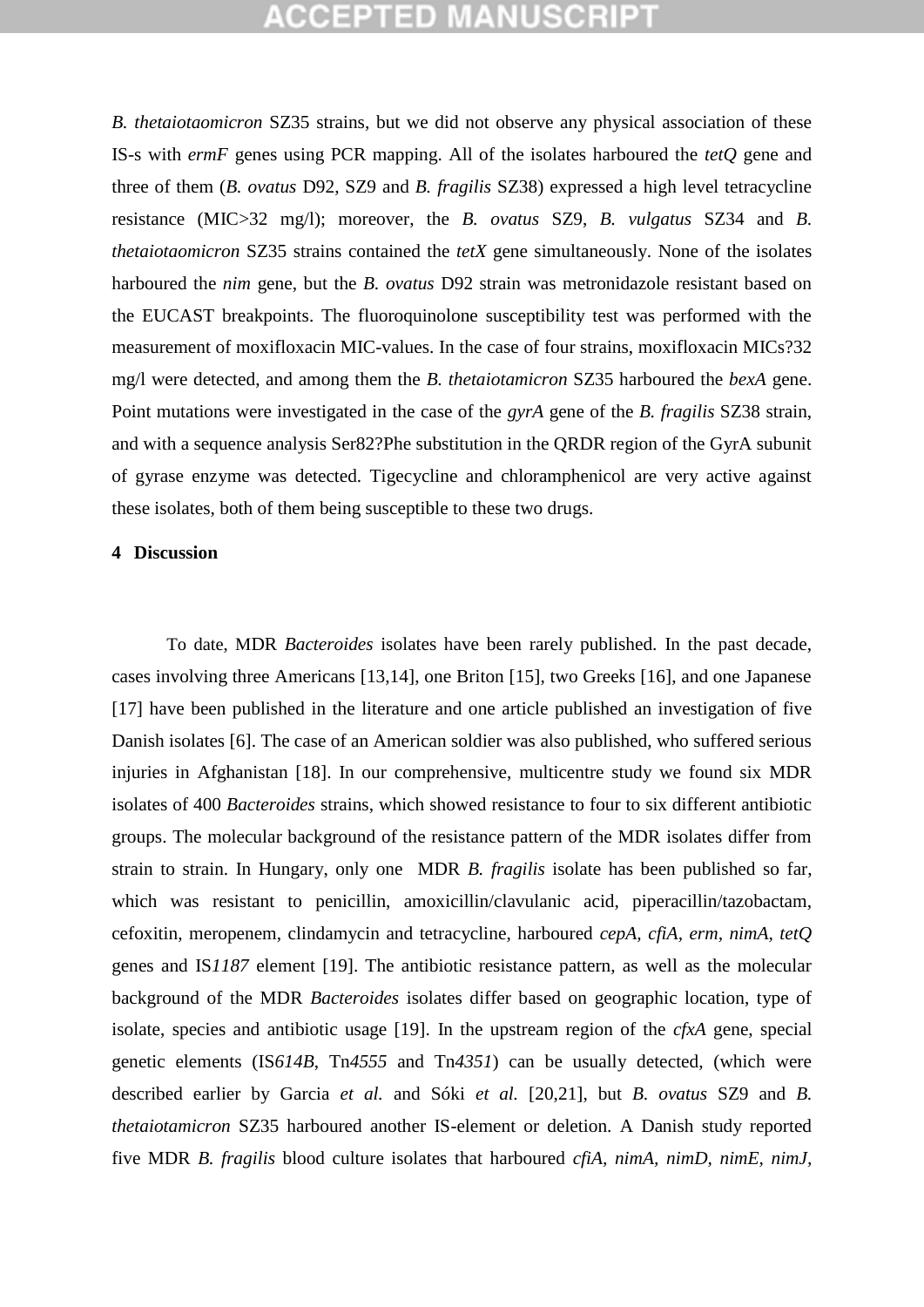*B. thetaiotaomicron* SZ35 strains, but we did not observe any physical association of these IS-s with *ermF* genes using PCR mapping. All of the isolates harboured the *tetQ* gene and three of them (*B. ovatus* D92, SZ9 and *B. fragilis* SZ38) expressed a high level tetracycline resistance (MIC>32 mg/l); moreover, the *B. ovatus* SZ9, *B. vulgatus* SZ34 and *B. thetaiotaomicron* SZ35 strains contained the *tetX* gene simultaneously. None of the isolates harboured the *nim* gene, but the *B. ovatus* D92 strain was metronidazole resistant based on the EUCAST breakpoints. The fluoroquinolone susceptibility test was performed with the measurement of moxifloxacin MIC-values. In the case of four strains, moxifloxacin MICs?32 mg/l were detected, and among them the *B. thetaiotamicron* SZ35 harboured the *bexA* gene. Point mutations were investigated in the case of the *gyrA* gene of the *B. fragilis* SZ38 strain, and with a sequence analysis Ser82?Phe substitution in the QRDR region of the GyrA subunit of gyrase enzyme was detected. Tigecycline and chloramphenicol are very active against these isolates, both of them being susceptible to these two drugs.

## 4 Discussion

To date, MDR *Bacteroides* isolates have been rarely published. In the past decade, cases involving three Americans [13,14], one Briton [15], two Greeks [16], and one Japanese [17] have been published in the literature and one article published an investigation of five Danish isolates [6]. The case of an American soldier was also published, who suffered serious injuries in Afghanistan [18]. In our comprehensive, multicentre study we found six MDR isolates of 400 *Bacteroides* strains, which showed resistance to four to six different antibiotic groups. The molecular background of the resistance pattern of the MDR isolates differ from strain to strain. In Hungary, only one MDR *B. fragilis* isolate has been published so far, which was resistant to penicillin, amoxicillin/clavulanic acid, piperacillin/tazobactam, cefoxitin, meropenem, clindamycin and tetracycline, harboured *cepA, cfiA, erm, nimA, tetQ* genes and IS*1187* element [19]. The antibiotic resistance pattern, as well as the molecular background of the MDR *Bacteroides* isolates differ based on geographic location, type of isolate, species and antibiotic usage [19]. In the upstream region of the *cfxA* gene, special genetic elements (IS*614B*, Tn*4555* and Tn*4351*) can be usually detected, (which were described earlier by Garcia *et al.* and Sóki *et al.* [20,21], but *B. ovatus* SZ9 and *B. thetaiotamicron* SZ35 harboured another IS-element or deletion. A Danish study reported five MDR *B. fragilis* blood culture isolates that harboured *cfiA, nimA, nimD, nimE, nimJ,*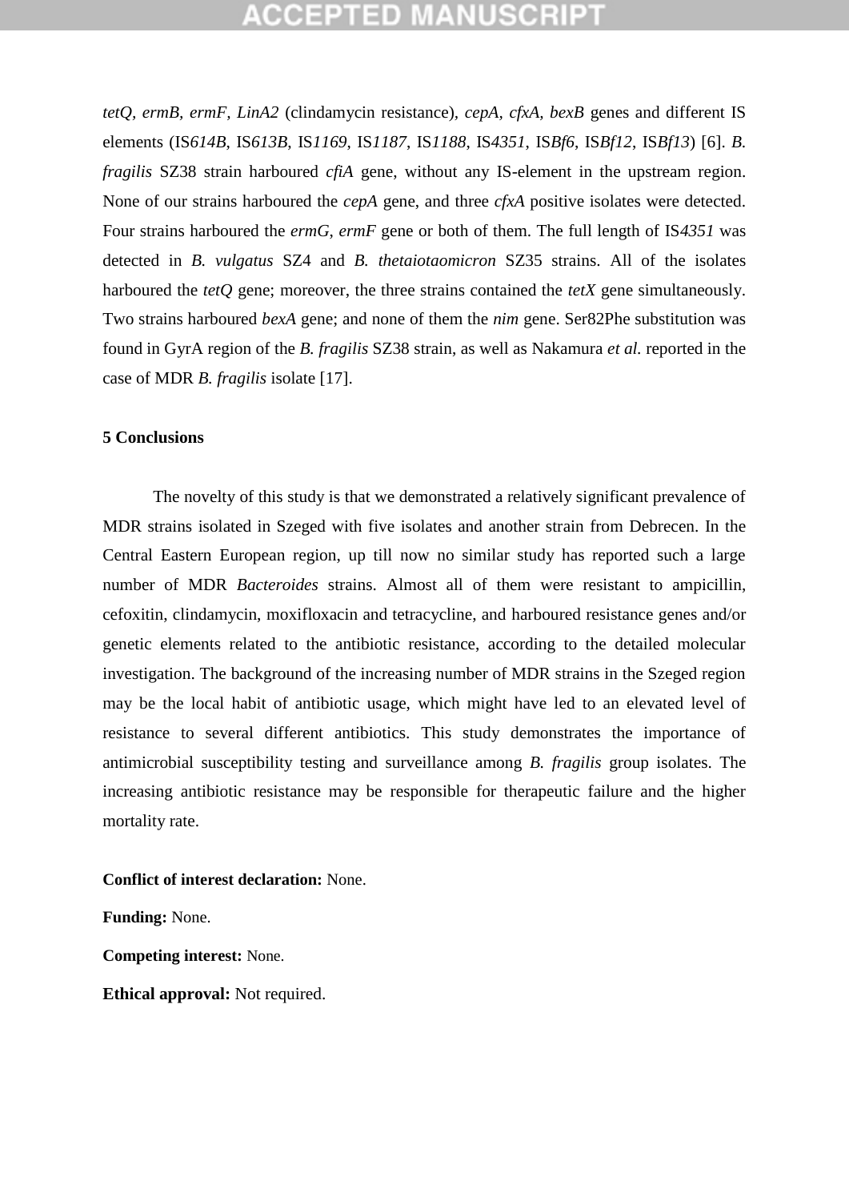*tetQ*, *ermB*, *ermF*, *LinA2* (clindamycin resistance), *cepA*, *cfxA*, *bexB* genes and different IS elements (IS*614B*, IS*613B*, IS*1169*, IS*1187*, IS*1188*, IS*4351*, IS*Bf6*, IS*Bf12*, IS*Bf13*) [6]. *B. fragilis* SZ38 strain harboured *cfiA* gene, without any IS-element in the upstream region. None of our strains harboured the *cepA* gene, and three *cfxA* positive isolates were detected. Four strains harboured the *ermG*, *ermF* gene or both of them. The full length of IS*4351* was detected in *B. vulgatus* SZ4 and *B. thetaiotaomicron* SZ35 strains. All of the isolates harboured the *tetQ* gene; moreover, the three strains contained the *tetX* gene simultaneously. Two strains harboured *bexA* gene; and none of them the *nim* gene. Ser82Phe substitution was found in GyrA region of the *B. fragilis* SZ38 strain, as well as Nakamura *et al.* reported in the case of MDR *B. fragilis* isolate [17].

## 5 Conclusions

The novelty of this study is that we demonstrated a relatively significant prevalence of MDR strains isolated in Szeged with five isolates and another strain from Debrecen. In the Central Eastern European region, up till now no similar study has reported such a large number of MDR *Bacteroides* strains. Almost all of them were resistant to ampicillin, cefoxitin, clindamycin, moxifloxacin and tetracycline, and harboured resistance genes and/or genetic elements related to the antibiotic resistance, according to the detailed molecular investigation. The background of the increasing number of MDR strains in the Szeged region may be the local habit of antibiotic usage, which might have led to an elevated level of resistance to several different antibiotics. This study demonstrates the importance of antimicrobial susceptibility testing and surveillance among *B. fragilis* group isolates. The increasing antibiotic resistance may be responsible for therapeutic failure and the higher mortality rate.

**Conflict of interest declaration:** None.

**Funding:** None.

**Competing interest:** None.

**Ethical approval:** Not required.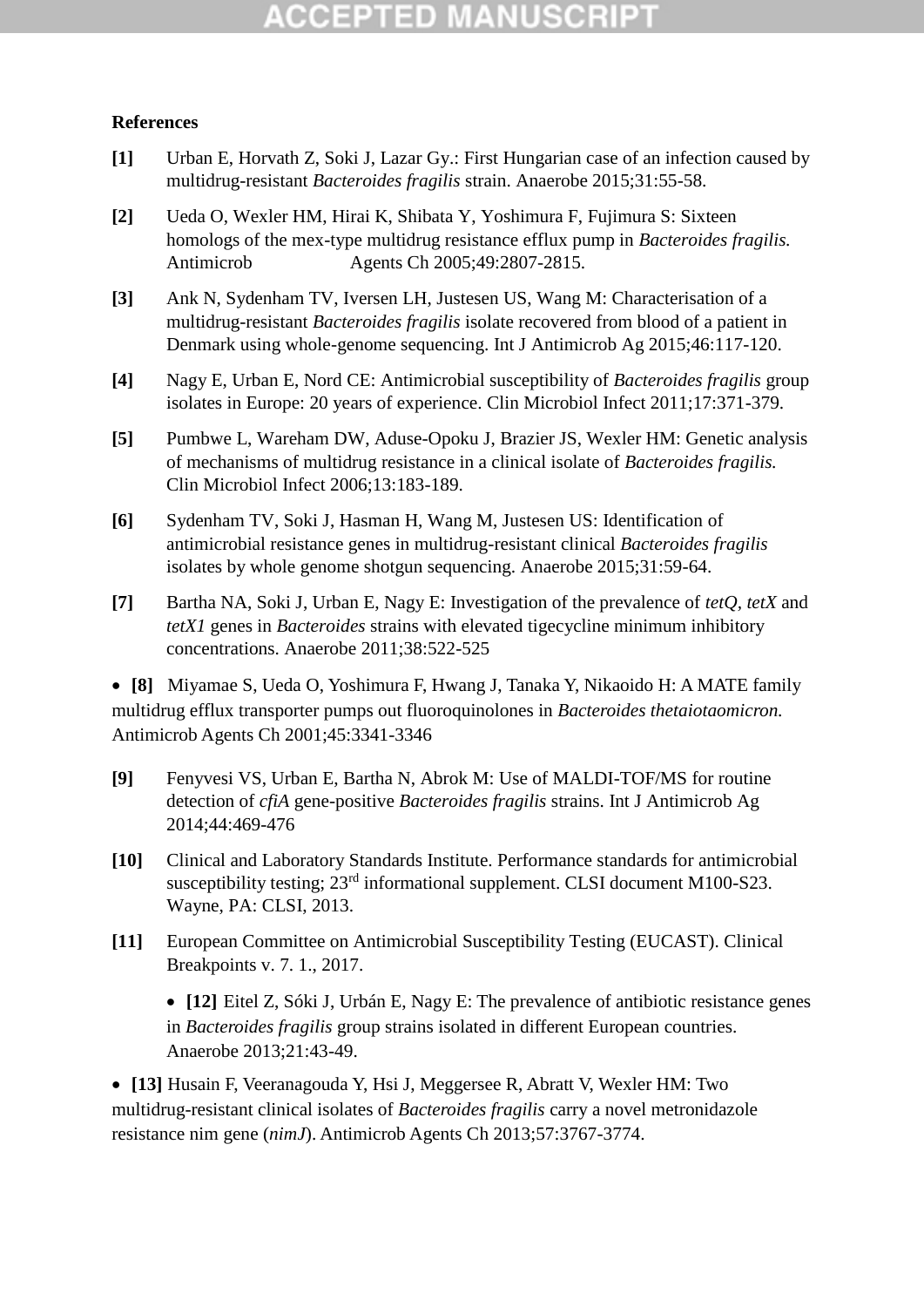## References

**[1]** Urban E, Horvath Z, Soki J, Lazar Gy.: First Hungarian case of an infection caused by multidrug-resistant *Bacteroides fragilis* strain. Anaerobe 2015;31:55-58.

**[2]** Ueda O, Wexler HM, Hirai K, Shibata Y, Yoshimura F, Fujimura S: Sixteen homologs of the mex-type multidrug resistance efflux pump in *Bacteroides fragilis.* Antimicrob Agents Ch 2005;49:2807-2815.

**[3]** Ank N, Sydenham TV, Iversen LH, Justesen US, Wang M: Characterisation of a multidrug-resistant *Bacteroides fragilis* isolate recovered from blood of a patient in Denmark using whole-genome sequencing. Int J Antimicrob Ag 2015;46:117-120.

**[4]** Nagy E, Urban E, Nord CE: Antimicrobial susceptibility of *Bacteroides fragilis* group isolates in Europe: 20 years of experience. Clin Microbiol Infect 2011;17:371-379.

**[5]** Pumbwe L, Wareham DW, Aduse-Opoku J, Brazier JS, Wexler HM: Genetic analysis of mechanisms of multidrug resistance in a clinical isolate of *Bacteroides fragilis.* Clin Microbiol Infect 2006;13:183-189.

**[6]** Sydenham TV, Soki J, Hasman H, Wang M, Justesen US: Identification of antimicrobial resistance genes in multidrug-resistant clinical *Bacteroides fragilis* isolates by whole genome shotgun sequencing. Anaerobe 2015;31:59-64.

**[7]** Bartha NA, Soki J, Urban E, Nagy E: Investigation of the prevalence of *tetQ, tetX* and *tetX1* genes in *Bacteroides* strains with elevated tigecycline minimum inhibitory concentrations. Anaerobe 2011;38:522-525

- **[8]** Miyamae S, Ueda O, Yoshimura F, Hwang J, Tanaka Y, Nikaoido H: A MATE family multidrug efflux transporter pumps out fluoroquinolones in *Bacteroides thetaiotaomicron.* Antimicrob Agents Ch 2001;45:3341-3346

**[9]** Fenyvesi VS, Urban E, Bartha N, Abrok M: Use of MALDI-TOF/MS for routine detection of *cfiA* gene-positive *Bacteroides fragilis* strains. Int J Antimicrob Ag 2014;44:469-476

**[10]** Clinical and Laboratory Standards Institute. Performance standards for antimicrobial susceptibility testing; 23rd informational supplement. CLSI document M100-S23. Wayne, PA: CLSI, 2013.

**[11]** European Committee on Antimicrobial Susceptibility Testing (EUCAST). Clinical Breakpoints v. 7. 1., 2017.

- **[12]** Eitel Z, Sóki J, Urbán E, Nagy E: The prevalence of antibiotic resistance genes in *Bacteroides fragilis* group strains isolated in different European countries. Anaerobe 2013;21:43-49.

- **[13]** Husain F, Veeranagouda Y, Hsi J, Meggersee R, Abratt V, Wexler HM: Two multidrug-resistant clinical isolates of *Bacteroides fragilis* carry a novel metronidazole resistance nim gene (*nimJ*). Antimicrob Agents Ch 2013;57:3767-3774.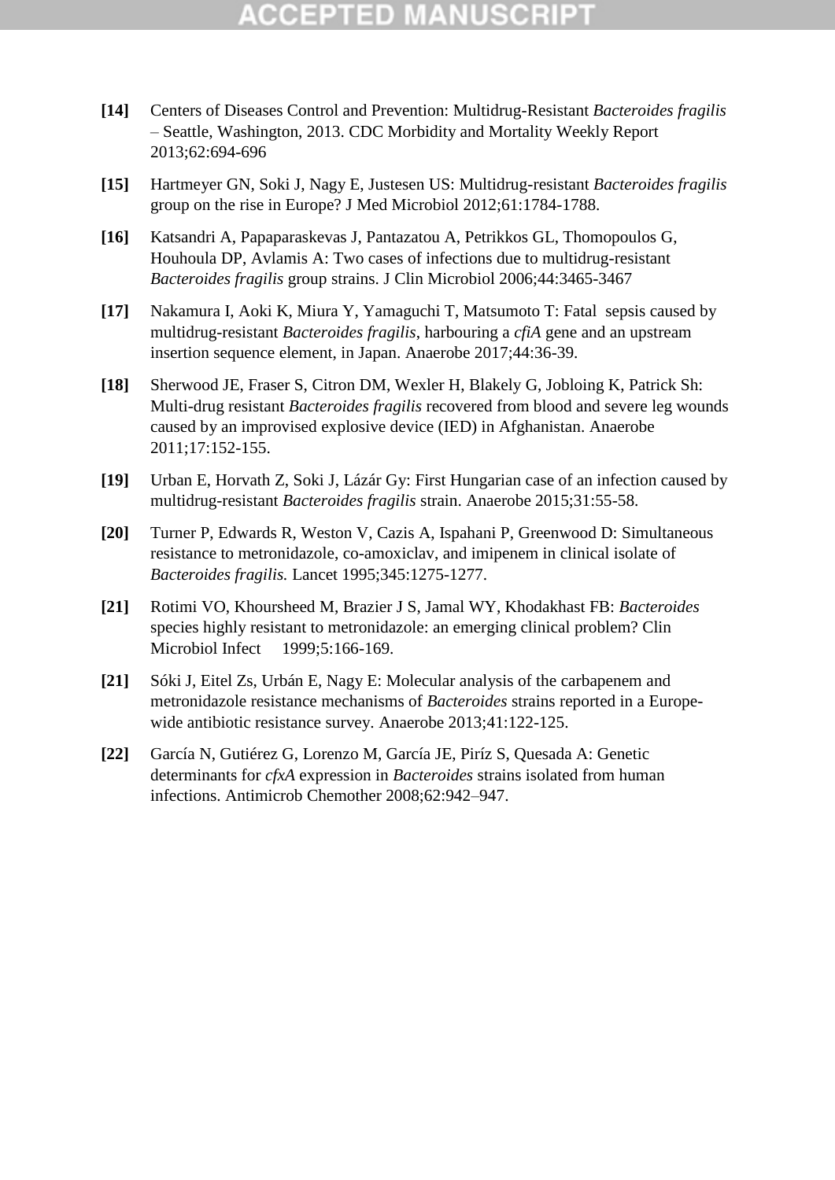**[14]** Centers of Diseases Control and Prevention: Multidrug-Resistant *Bacteroides fragilis* – Seattle, Washington, 2013. CDC Morbidity and Mortality Weekly Report 2013;62:694-696

**[15]** Hartmeyer GN, Soki J, Nagy E, Justesen US: Multidrug-resistant *Bacteroides fragilis* group on the rise in Europe? J Med Microbiol 2012;61:1784-1788.

**[16]** Katsandri A, Papaparaskevas J, Pantazatou A, Petrikkos GL, Thomopoulos G, Houhoula DP, Avlamis A: Two cases of infections due to multidrug-resistant *Bacteroides fragilis* group strains. J Clin Microbiol 2006;44:3465-3467

**[17]** Nakamura I, Aoki K, Miura Y, Yamaguchi T, Matsumoto T: Fatal sepsis caused by multidrug-resistant *Bacteroides fragilis*, harbouring a *cfiA* gene and an upstream insertion sequence element, in Japan. Anaerobe 2017;44:36-39.

**[18]** Sherwood JE, Fraser S, Citron DM, Wexler H, Blakely G, Jobloing K, Patrick Sh: Multi-drug resistant *Bacteroides fragilis* recovered from blood and severe leg wounds caused by an improvised explosive device (IED) in Afghanistan. Anaerobe 2011;17:152-155.

**[19]** Urban E, Horvath Z, Soki J, Lázár Gy: First Hungarian case of an infection caused by multidrug-resistant *Bacteroides fragilis* strain. Anaerobe 2015;31:55-58.

**[20]** Turner P, Edwards R, Weston V, Cazis A, Ispahani P, Greenwood D: Simultaneous resistance to metronidazole, co-amoxiclav, and imipenem in clinical isolate of *Bacteroides fragilis.* Lancet 1995;345:1275-1277.

**[21]** Rotimi VO, Khoursheed M, Brazier J S, Jamal WY, Khodakhast FB: *Bacteroides* species highly resistant to metronidazole: an emerging clinical problem? Clin Microbiol Infect 1999;5:166-169.

**[21]** Sóki J, Eitel Zs, Urbán E, Nagy E: Molecular analysis of the carbapenem and metronidazole resistance mechanisms of *Bacteroides* strains reported in a Europe-wide antibiotic resistance survey. Anaerobe 2013;41:122-125.

**[22]** García N, Gutiérez G, Lorenzo M, García JE, Piríz S, Quesada A: Genetic determinants for *cfxA* expression in *Bacteroides* strains isolated from human infections. Antimicrob Chemother 2008;62:942–947.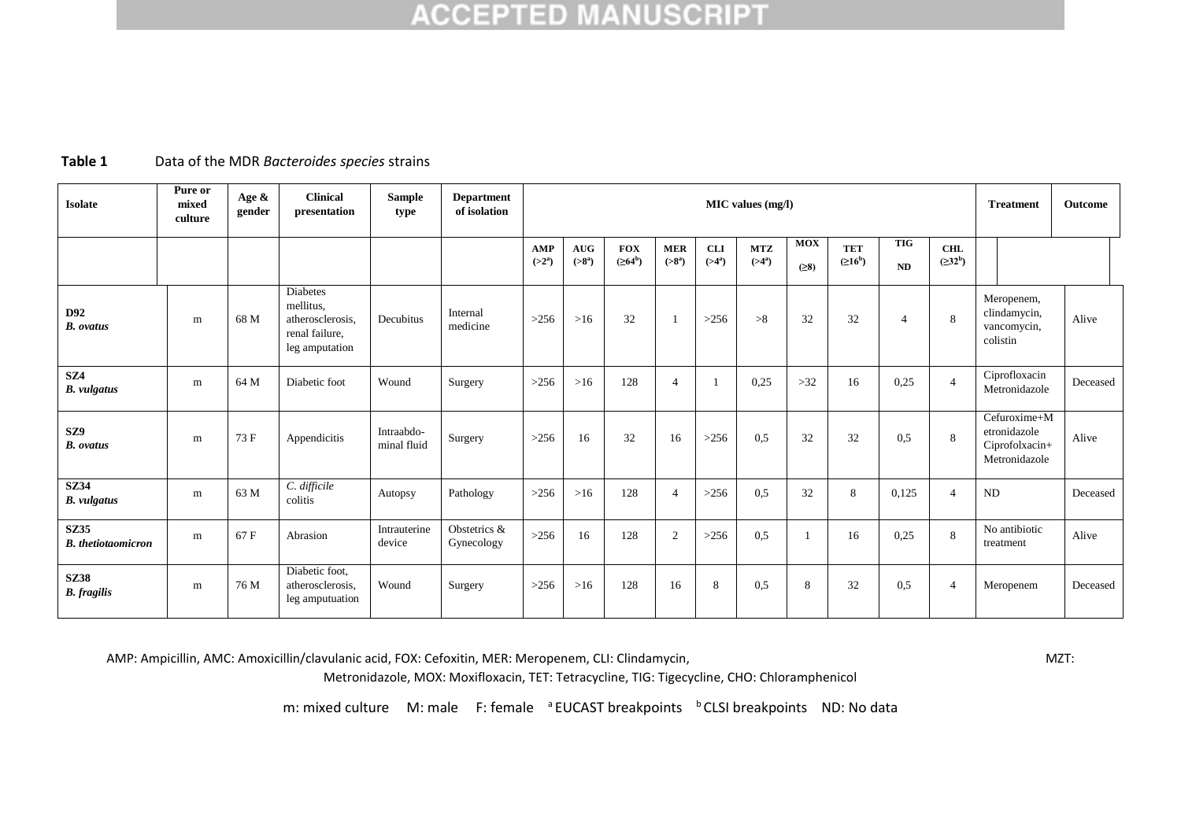**Table 1** Data of the MDR *Bacteroides species* strains

| Isolate | Pure or mixed culture | Age & gender | Clinical presentation | Sample type | Department of isolation | MIC values (mg/l) | | | | | | | | | | Treatment | Outcome |
|---|---|---|---|---|---|---|---|---|---|---|---|---|---|---|---|---|---|
| | | | | | | AMP (>2[a]) | AUG (>8[a]) | FOX (≥64[b]) | MER (>8[a]) | CLI (>4[a]) | MTZ (>4[a]) | MOX (≥8) | TET (≥16[b]) | TIG ND | CHL (≥32[b]) | | |
| **D92** *B. ovatus* | m | 68 M | Diabetes mellitus, atherosclerosis, renal failure, leg amputation | Decubitus | Internal medicine | >256 | >16 | 32 | 1 | >256 | >8 | 32 | 32 | 4 | 8 | Meropenem, clindamycin, vancomycin, colistin | Alive |
| **SZ4** *B. vulgatus* | m | 64 M | Diabetic foot | Wound | Surgery | >256 | >16 | 128 | 4 | 1 | 0,25 | >32 | 16 | 0,25 | 4 | Ciprofloxacin Metronidazole | Deceased |
| **SZ9** *B. ovatus* | m | 73 F | Appendicitis | Intraabdominal fluid | Surgery | >256 | 16 | 32 | 16 | >256 | 0,5 | 32 | 32 | 0,5 | 8 | Cefuroxime+Metronidazole Ciprofolxacin+ Metronidazole | Alive |
| **SZ34** *B. vulgatus* | m | 63 M | *C. difficile* colitis | Autopsy | Pathology | >256 | >16 | 128 | 4 | >256 | 0,5 | 32 | 8 | 0,125 | 4 | ND | Deceased |
| **SZ35** *B. thetiotaomicron* | m | 67 F | Abrasion | Intrauterine device | Obstetrics & Gynecology | >256 | 16 | 128 | 2 | >256 | 0,5 | 1 | 16 | 0,25 | 8 | No antibiotic treatment | Alive |
| **SZ38** *B. fragilis* | m | 76 M | Diabetic foot, atherosclerosis, leg amputuation | Wound | Surgery | >256 | >16 | 128 | 16 | 8 | 0,5 | 8 | 32 | 0,5 | 4 | Meropenem | Deceased |

AMP: Ampicillin, AMC: Amoxicillin/clavulanic acid, FOX: Cefoxitin, MER: Meropenem, CLI: Clindamycin, MZT: Metronidazole, MOX: Moxifloxacin, TET: Tetracycline, TIG: Tigecycline, CHO: Chloramphenicol

m: mixed culture M: male F: female [a] EUCAST breakpoints [b] CLSI breakpoints ND: No data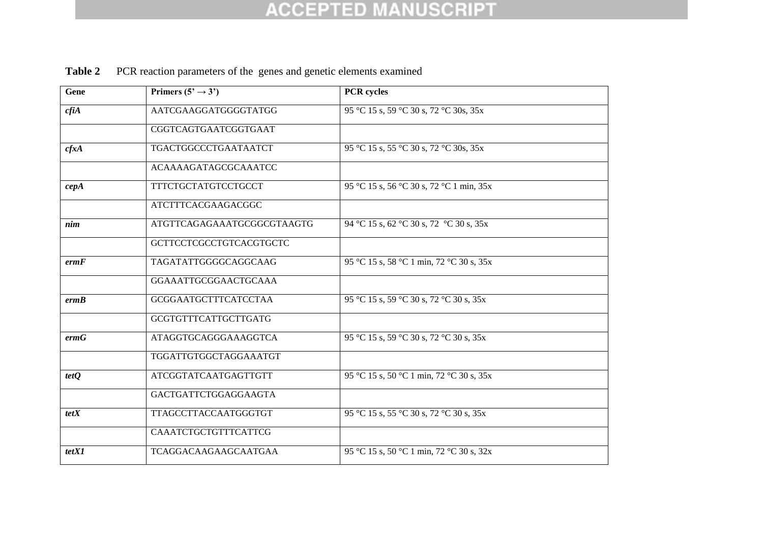**Table 2** PCR reaction parameters of the genes and genetic elements examined

| Gene | Primers (5' → 3') | PCR cycles |
|---|---|---|
| ***cfiA*** | AATCGAAGGATGGGGTATGG | 95 °C 15 s, 59 °C 30 s, 72 °C 30s, 35x |
| | CGGTCAGTGAATCGGTGAAT | |
| ***cfxA*** | TGACTGGCCCTGAATAATCT | 95 °C 15 s, 55 °C 30 s, 72 °C 30s, 35x |
| | ACAAAAGATAGCGCAAATCC | |
| ***cepA*** | TTTCTGCTATGTCCTGCCT | 95 °C 15 s, 56 °C 30 s, 72 °C 1 min, 35x |
| | ATCTTTCACGAAGACGGC | |
| ***nim*** | ATGTTCAGAGAAATGCGGCGTAAGTG | 94 °C 15 s, 62 °C 30 s, 72 °C 30 s, 35x |
| | GCTTCCTCGCCTGTCACGTGCTC | |
| ***ermF*** | TAGATATTGGGGCAGGCAAG | 95 °C 15 s, 58 °C 1 min, 72 °C 30 s, 35x |
| | GGAAATTGCGGAACTGCAAA | |
| ***ermB*** | GCGGAATGCTTTCATCCTAA | 95 °C 15 s, 59 °C 30 s, 72 °C 30 s, 35x |
| | GCGTGTTTCATTGCTTGATG | |
| ***ermG*** | ATAGGTGCAGGGAAAGGTCA | 95 °C 15 s, 59 °C 30 s, 72 °C 30 s, 35x |
| | TGGATTGTGGCTAGGAAATGT | |
| ***tetQ*** | ATCGGTATCAATGAGTTGTT | 95 °C 15 s, 50 °C 1 min, 72 °C 30 s, 35x |
| | GACTGATTCTGGAGGAAGTA | |
| ***tetX*** | TTAGCCTTACCAATGGGTGT | 95 °C 15 s, 55 °C 30 s, 72 °C 30 s, 35x |
| | CAAATCTGCTGTTTCATTCG | |
| ***tetX1*** | TCAGGACAAGAAGCAATGAA | 95 °C 15 s, 50 °C 1 min, 72 °C 30 s, 32x |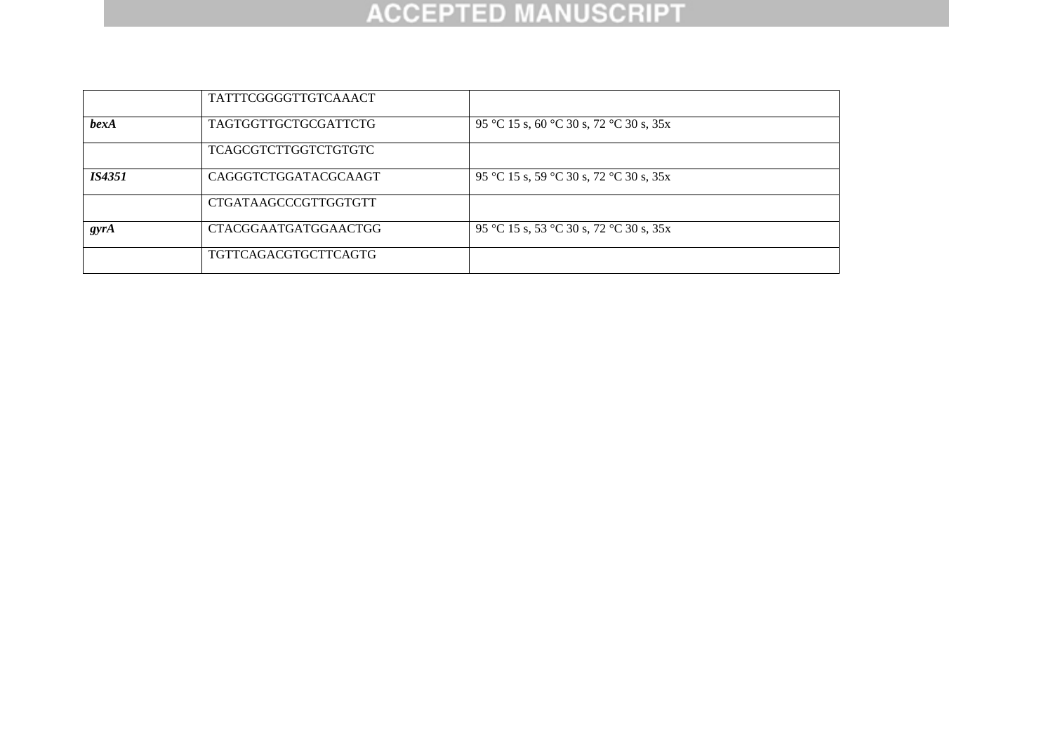| | | |
|---|---|---|
| | TATTTCGGGGTTGTCAAACT | |
| ***bexA*** | TAGTGGTTGCTGCGATTCTG | 95 °C 15 s, 60 °C 30 s, 72 °C 30 s, 35x |
| | TCAGCGTCTTGGTCTGTGTC | |
| ***IS4351*** | CAGGGTCTGGATACGCAAGT | 95 °C 15 s, 59 °C 30 s, 72 °C 30 s, 35x |
| | CTGATAAGCCCGTTGGTGTT | |
| ***gyrA*** | CTACGGAATGATGGAACTGG | 95 °C 15 s, 53 °C 30 s, 72 °C 30 s, 35x |
| | TGTTCAGACGTGCTTCAGTG | |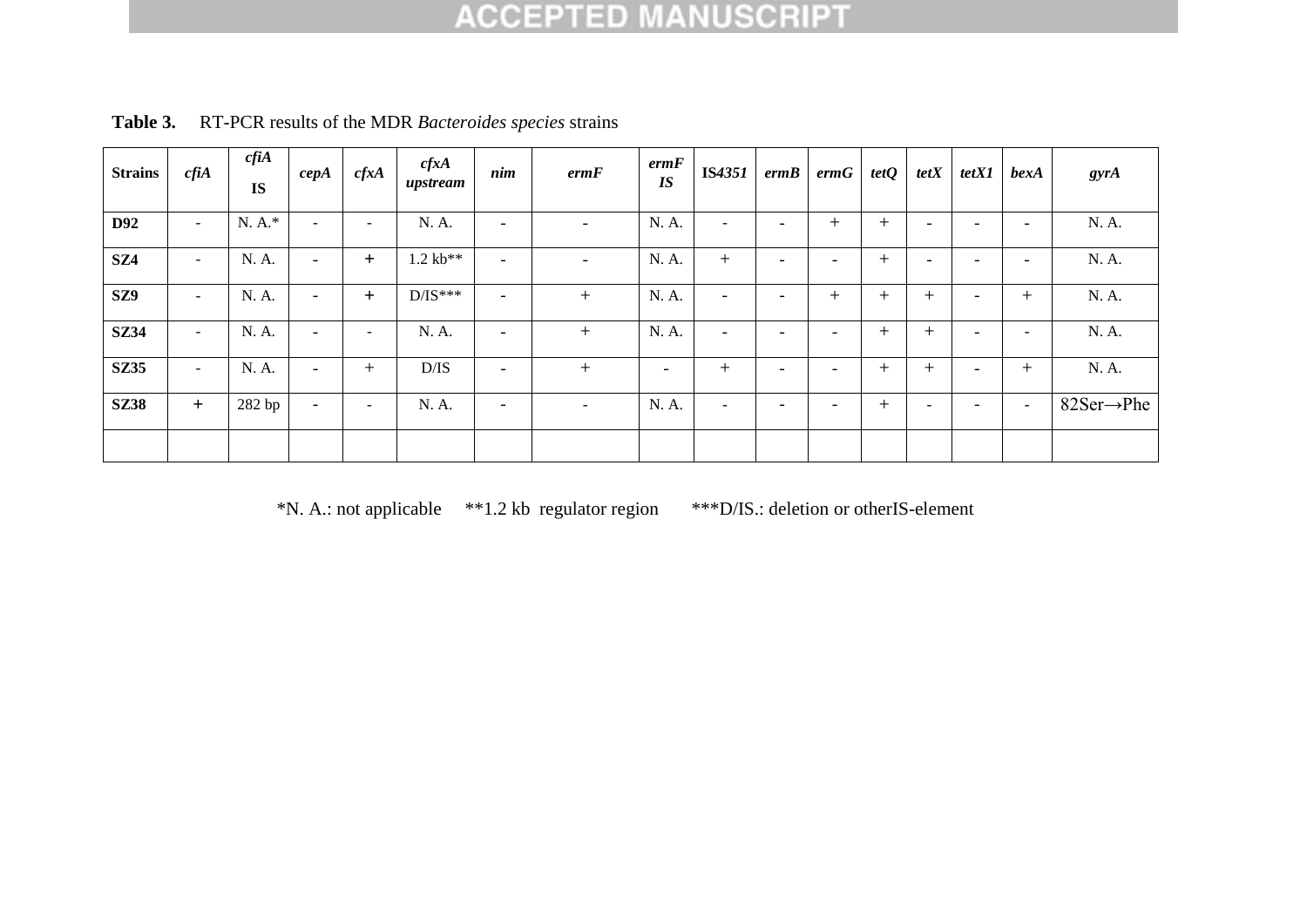**Table 3.** RT-PCR results of the MDR *Bacteroides species* strains

| Strains | *cfiA* | *cfiA* IS | *cepA* | *cfxA* | *cfxA upstream* | *nim* | *ermF* | *ermF IS* | IS*4351* | *ermB* | *ermG* | *tetQ* | *tetX* | *tetX1* | *bexA* | *gyrA* |
|---|---|---|---|---|---|---|---|---|---|---|---|---|---|---|---|---|
| **D92** | - | N. A.* | - | - | N. A. | - | - | N. A. | - | - | + | + | - | - | - | N. A. |
| **SZ4** | - | N. A. | - | + | 1.2 kb** | - | - | N. A. | + | - | - | + | - | - | - | N. A. |
| **SZ9** | - | N. A. | - | + | D/IS*** | - | + | N. A. | - | - | + | + | + | - | + | N. A. |
| **SZ34** | - | N. A. | - | - | N. A. | - | + | N. A. | - | - | - | + | + | - | - | N. A. |
| **SZ35** | - | N. A. | - | + | D/IS | - | + | - | + | - | - | + | + | - | + | N. A. |
| **SZ38** | + | 282 bp | - | - | N. A. | - | - | N. A. | - | - | - | + | - | - | - | 82Ser→Phe |
| | | | | | | | | | | | | | | | | |

*N. A.: not applicable **1.2 kb regulator region ***D/IS.: deletion or otherIS-element